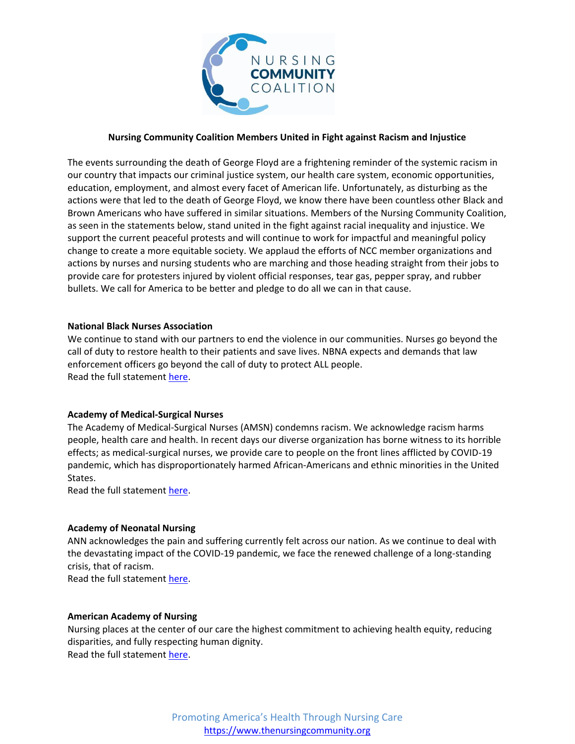# Nursing Community Coalition Members United in Fight against Racism and Injustice

The events surrounding the death of George Floyd are a frightening reminder of the systemic racism in our country that impacts our criminal justice system, our health care system, economic opportunities, education, employment, and almost every facet of American life. Unfortunately, as disturbing as the actions were that led to the death of George Floyd, we know there have been countless other Black and Brown Americans who have suffered in similar situations. Members of the Nursing Community Coalition, as seen in the statements below, stand united in the fight against racial inequality and injustice. We support the current peaceful protests and will continue to work for impactful and meaningful policy change to create a more equitable society. We applaud the efforts of NCC member organizations and actions by nurses and nursing students who are marching and those heading straight from their jobs to provide care for protesters injured by violent official responses, tear gas, pepper spray, and rubber bullets. We call for America to be better and pledge to do all we can in that cause.

## National Black Nurses Association

We continue to stand with our partners to end the violence in our communities. Nurses go beyond the call of duty to restore health to their patients and save lives. NBNA expects and demands that law enforcement officers go beyond the call of duty to protect ALL people.
Read the full statement here.

## Academy of Medical-Surgical Nurses

The Academy of Medical-Surgical Nurses (AMSN) condemns racism. We acknowledge racism harms people, health care and health. In recent days our diverse organization has borne witness to its horrible effects; as medical-surgical nurses, we provide care to people on the front lines afflicted by COVID-19 pandemic, which has disproportionately harmed African-Americans and ethnic minorities in the United States.
Read the full statement here.

## Academy of Neonatal Nursing

ANN acknowledges the pain and suffering currently felt across our nation. As we continue to deal with the devastating impact of the COVID-19 pandemic, we face the renewed challenge of a long-standing crisis, that of racism.
Read the full statement here.

## American Academy of Nursing

Nursing places at the center of our care the highest commitment to achieving health equity, reducing disparities, and fully respecting human dignity.
Read the full statement here.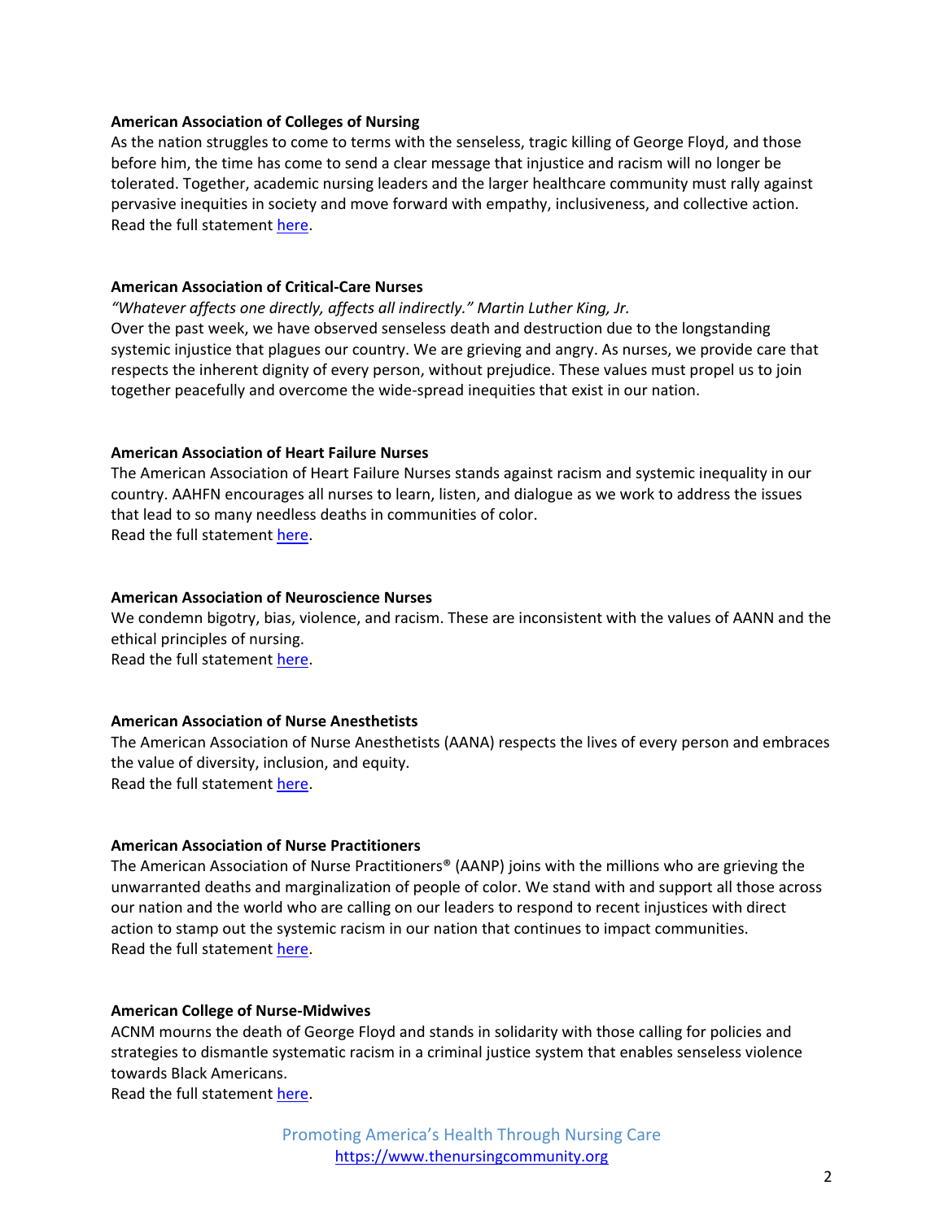**American Association of Colleges of Nursing**
As the nation struggles to come to terms with the senseless, tragic killing of George Floyd, and those before him, the time has come to send a clear message that injustice and racism will no longer be tolerated. Together, academic nursing leaders and the larger healthcare community must rally against pervasive inequities in society and move forward with empathy, inclusiveness, and collective action.
Read the full statement here.

**American Association of Critical-Care Nurses**
*"Whatever affects one directly, affects all indirectly." Martin Luther King, Jr.*
Over the past week, we have observed senseless death and destruction due to the longstanding systemic injustice that plagues our country. We are grieving and angry. As nurses, we provide care that respects the inherent dignity of every person, without prejudice. These values must propel us to join together peacefully and overcome the wide-spread inequities that exist in our nation.

**American Association of Heart Failure Nurses**
The American Association of Heart Failure Nurses stands against racism and systemic inequality in our country. AAHFN encourages all nurses to learn, listen, and dialogue as we work to address the issues that lead to so many needless deaths in communities of color.
Read the full statement here.

**American Association of Neuroscience Nurses**
We condemn bigotry, bias, violence, and racism. These are inconsistent with the values of AANN and the ethical principles of nursing.
Read the full statement here.

**American Association of Nurse Anesthetists**
The American Association of Nurse Anesthetists (AANA) respects the lives of every person and embraces the value of diversity, inclusion, and equity.
Read the full statement here.

**American Association of Nurse Practitioners**
The American Association of Nurse Practitioners® (AANP) joins with the millions who are grieving the unwarranted deaths and marginalization of people of color. We stand with and support all those across our nation and the world who are calling on our leaders to respond to recent injustices with direct action to stamp out the systemic racism in our nation that continues to impact communities.
Read the full statement here.

**American College of Nurse-Midwives**
ACNM mourns the death of George Floyd and stands in solidarity with those calling for policies and strategies to dismantle systematic racism in a criminal justice system that enables senseless violence towards Black Americans.
Read the full statement here.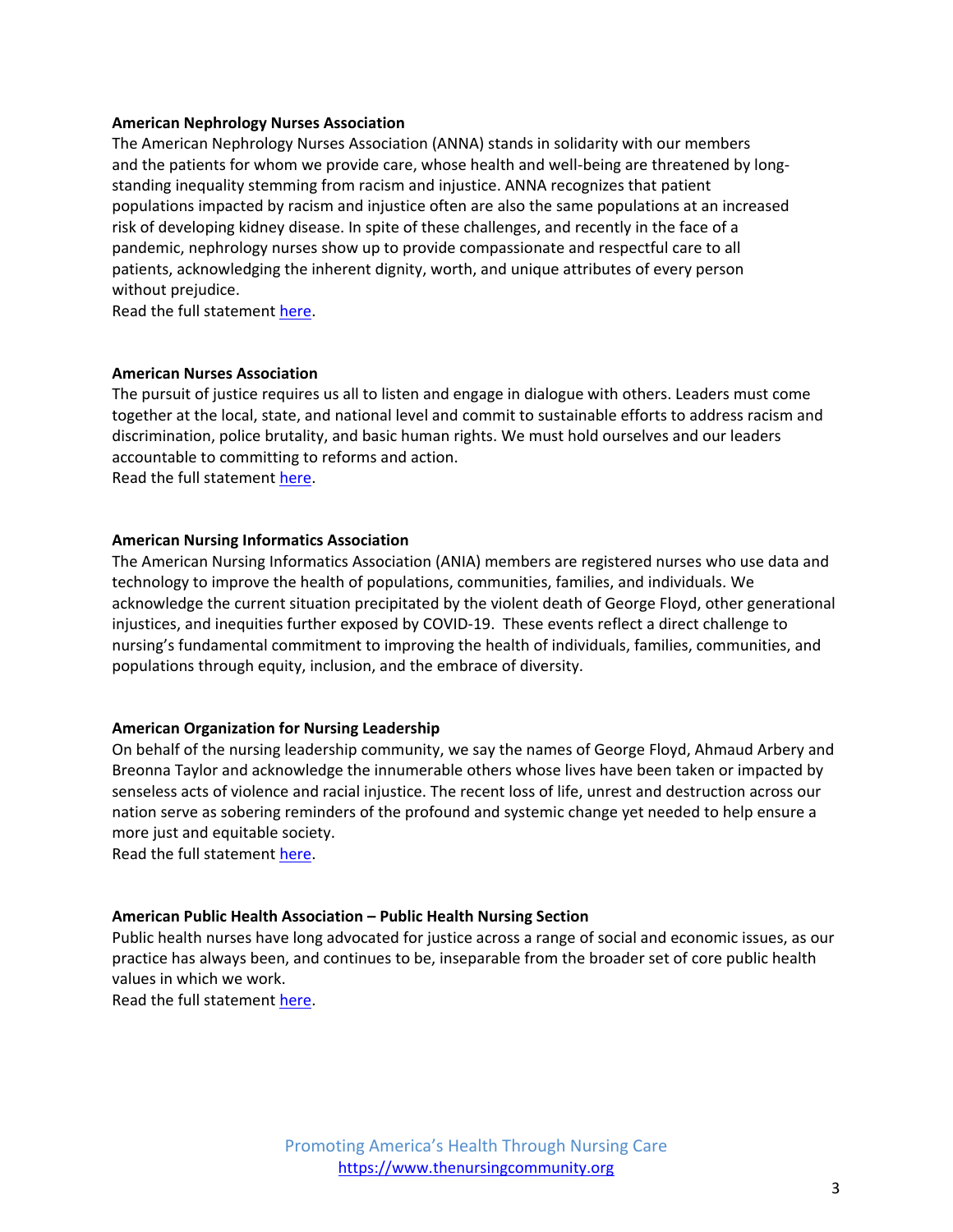**American Nephrology Nurses Association**

The American Nephrology Nurses Association (ANNA) stands in solidarity with our members and the patients for whom we provide care, whose health and well-being are threatened by long-standing inequality stemming from racism and injustice. ANNA recognizes that patient populations impacted by racism and injustice often are also the same populations at an increased risk of developing kidney disease. In spite of these challenges, and recently in the face of a pandemic, nephrology nurses show up to provide compassionate and respectful care to all patients, acknowledging the inherent dignity, worth, and unique attributes of every person without prejudice.
Read the full statement here.

**American Nurses Association**

The pursuit of justice requires us all to listen and engage in dialogue with others. Leaders must come together at the local, state, and national level and commit to sustainable efforts to address racism and discrimination, police brutality, and basic human rights. We must hold ourselves and our leaders accountable to committing to reforms and action.
Read the full statement here.

**American Nursing Informatics Association**

The American Nursing Informatics Association (ANIA) members are registered nurses who use data and technology to improve the health of populations, communities, families, and individuals. We acknowledge the current situation precipitated by the violent death of George Floyd, other generational injustices, and inequities further exposed by COVID-19. These events reflect a direct challenge to nursing's fundamental commitment to improving the health of individuals, families, communities, and populations through equity, inclusion, and the embrace of diversity.

**American Organization for Nursing Leadership**

On behalf of the nursing leadership community, we say the names of George Floyd, Ahmaud Arbery and Breonna Taylor and acknowledge the innumerable others whose lives have been taken or impacted by senseless acts of violence and racial injustice. The recent loss of life, unrest and destruction across our nation serve as sobering reminders of the profound and systemic change yet needed to help ensure a more just and equitable society.
Read the full statement here.

**American Public Health Association – Public Health Nursing Section**

Public health nurses have long advocated for justice across a range of social and economic issues, as our practice has always been, and continues to be, inseparable from the broader set of core public health values in which we work.
Read the full statement here.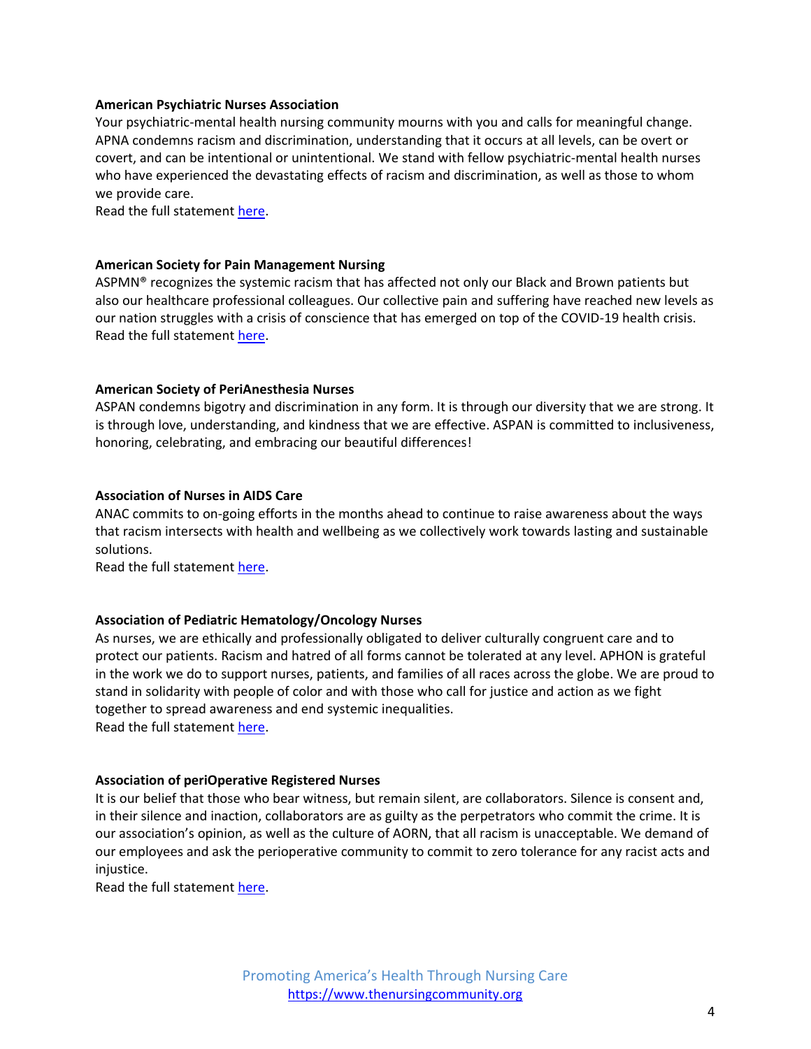**American Psychiatric Nurses Association**

Your psychiatric-mental health nursing community mourns with you and calls for meaningful change. APNA condemns racism and discrimination, understanding that it occurs at all levels, can be overt or covert, and can be intentional or unintentional. We stand with fellow psychiatric-mental health nurses who have experienced the devastating effects of racism and discrimination, as well as those to whom we provide care.
Read the full statement here.

**American Society for Pain Management Nursing**

ASPMN® recognizes the systemic racism that has affected not only our Black and Brown patients but also our healthcare professional colleagues. Our collective pain and suffering have reached new levels as our nation struggles with a crisis of conscience that has emerged on top of the COVID-19 health crisis.
Read the full statement here.

**American Society of PeriAnesthesia Nurses**

ASPAN condemns bigotry and discrimination in any form. It is through our diversity that we are strong. It is through love, understanding, and kindness that we are effective. ASPAN is committed to inclusiveness, honoring, celebrating, and embracing our beautiful differences!

**Association of Nurses in AIDS Care**

ANAC commits to on-going efforts in the months ahead to continue to raise awareness about the ways that racism intersects with health and wellbeing as we collectively work towards lasting and sustainable solutions.
Read the full statement here.

**Association of Pediatric Hematology/Oncology Nurses**

As nurses, we are ethically and professionally obligated to deliver culturally congruent care and to protect our patients. Racism and hatred of all forms cannot be tolerated at any level. APHON is grateful in the work we do to support nurses, patients, and families of all races across the globe. We are proud to stand in solidarity with people of color and with those who call for justice and action as we fight together to spread awareness and end systemic inequalities.
Read the full statement here.

**Association of periOperative Registered Nurses**

It is our belief that those who bear witness, but remain silent, are collaborators. Silence is consent and, in their silence and inaction, collaborators are as guilty as the perpetrators who commit the crime. It is our association's opinion, as well as the culture of AORN, that all racism is unacceptable. We demand of our employees and ask the perioperative community to commit to zero tolerance for any racist acts and injustice.
Read the full statement here.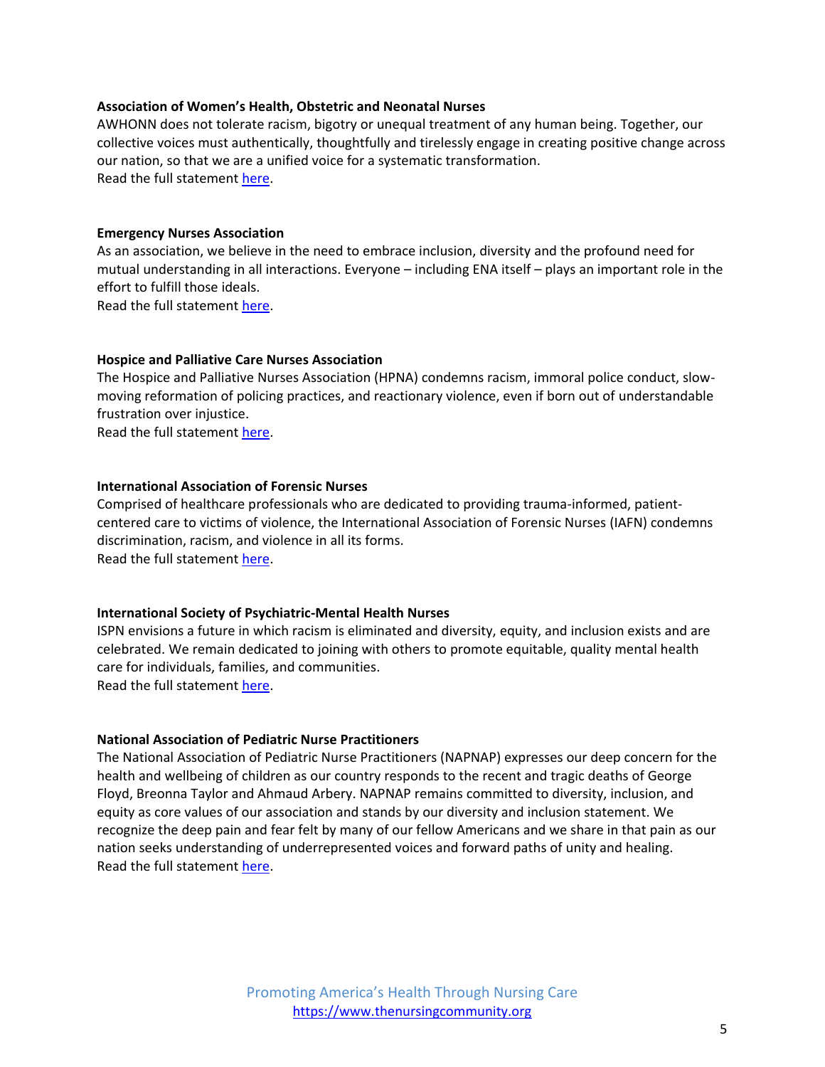**Association of Women's Health, Obstetric and Neonatal Nurses**

AWHONN does not tolerate racism, bigotry or unequal treatment of any human being. Together, our collective voices must authentically, thoughtfully and tirelessly engage in creating positive change across our nation, so that we are a unified voice for a systematic transformation.
Read the full statement here.

**Emergency Nurses Association**

As an association, we believe in the need to embrace inclusion, diversity and the profound need for mutual understanding in all interactions. Everyone – including ENA itself – plays an important role in the effort to fulfill those ideals.
Read the full statement here.

**Hospice and Palliative Care Nurses Association**

The Hospice and Palliative Nurses Association (HPNA) condemns racism, immoral police conduct, slow-moving reformation of policing practices, and reactionary violence, even if born out of understandable frustration over injustice.
Read the full statement here.

**International Association of Forensic Nurses**

Comprised of healthcare professionals who are dedicated to providing trauma-informed, patient-centered care to victims of violence, the International Association of Forensic Nurses (IAFN) condemns discrimination, racism, and violence in all its forms.
Read the full statement here.

**International Society of Psychiatric-Mental Health Nurses**

ISPN envisions a future in which racism is eliminated and diversity, equity, and inclusion exists and are celebrated. We remain dedicated to joining with others to promote equitable, quality mental health care for individuals, families, and communities.
Read the full statement here.

**National Association of Pediatric Nurse Practitioners**

The National Association of Pediatric Nurse Practitioners (NAPNAP) expresses our deep concern for the health and wellbeing of children as our country responds to the recent and tragic deaths of George Floyd, Breonna Taylor and Ahmaud Arbery. NAPNAP remains committed to diversity, inclusion, and equity as core values of our association and stands by our diversity and inclusion statement. We recognize the deep pain and fear felt by many of our fellow Americans and we share in that pain as our nation seeks understanding of underrepresented voices and forward paths of unity and healing.
Read the full statement here.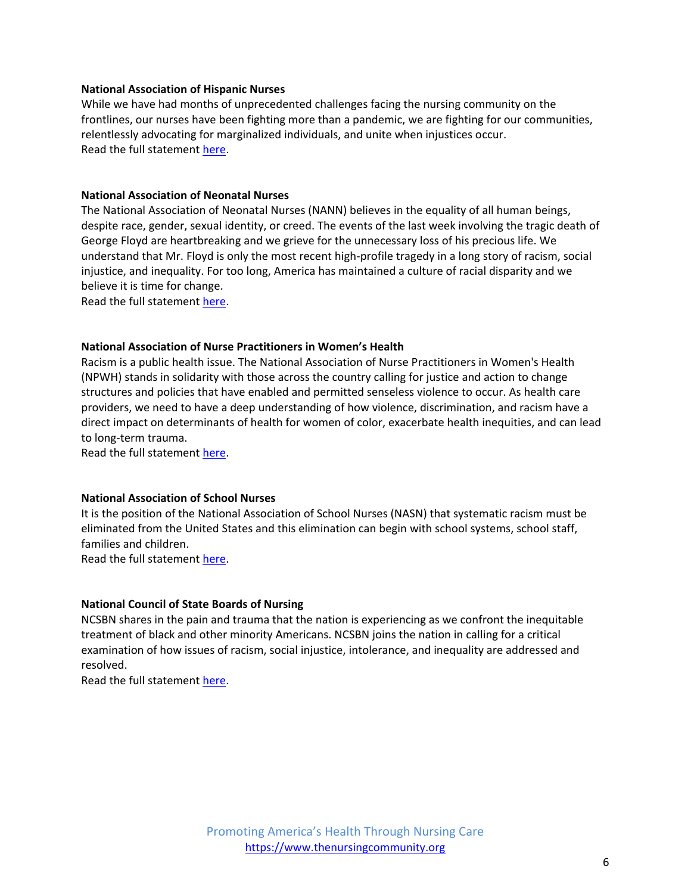**National Association of Hispanic Nurses**

While we have had months of unprecedented challenges facing the nursing community on the frontlines, our nurses have been fighting more than a pandemic, we are fighting for our communities, relentlessly advocating for marginalized individuals, and unite when injustices occur.
Read the full statement here.

**National Association of Neonatal Nurses**

The National Association of Neonatal Nurses (NANN) believes in the equality of all human beings, despite race, gender, sexual identity, or creed. The events of the last week involving the tragic death of George Floyd are heartbreaking and we grieve for the unnecessary loss of his precious life. We understand that Mr. Floyd is only the most recent high-profile tragedy in a long story of racism, social injustice, and inequality. For too long, America has maintained a culture of racial disparity and we believe it is time for change.
Read the full statement here.

**National Association of Nurse Practitioners in Women's Health**

Racism is a public health issue. The National Association of Nurse Practitioners in Women's Health (NPWH) stands in solidarity with those across the country calling for justice and action to change structures and policies that have enabled and permitted senseless violence to occur. As health care providers, we need to have a deep understanding of how violence, discrimination, and racism have a direct impact on determinants of health for women of color, exacerbate health inequities, and can lead to long-term trauma.
Read the full statement here.

**National Association of School Nurses**

It is the position of the National Association of School Nurses (NASN) that systematic racism must be eliminated from the United States and this elimination can begin with school systems, school staff, families and children.
Read the full statement here.

**National Council of State Boards of Nursing**

NCSBN shares in the pain and trauma that the nation is experiencing as we confront the inequitable treatment of black and other minority Americans. NCSBN joins the nation in calling for a critical examination of how issues of racism, social injustice, intolerance, and inequality are addressed and resolved.
Read the full statement here.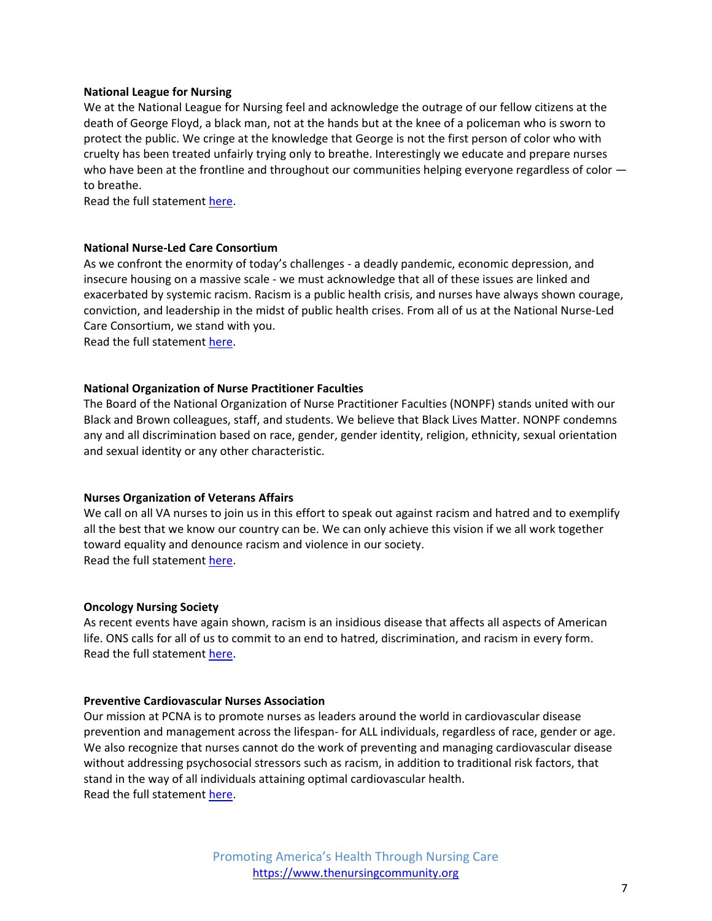**National League for Nursing**

We at the National League for Nursing feel and acknowledge the outrage of our fellow citizens at the death of George Floyd, a black man, not at the hands but at the knee of a policeman who is sworn to protect the public. We cringe at the knowledge that George is not the first person of color who with cruelty has been treated unfairly trying only to breathe. Interestingly we educate and prepare nurses who have been at the frontline and throughout our communities helping everyone regardless of color — to breathe.

Read the full statement here.

**National Nurse-Led Care Consortium**

As we confront the enormity of today's challenges - a deadly pandemic, economic depression, and insecure housing on a massive scale - we must acknowledge that all of these issues are linked and exacerbated by systemic racism. Racism is a public health crisis, and nurses have always shown courage, conviction, and leadership in the midst of public health crises. From all of us at the National Nurse-Led Care Consortium, we stand with you.

Read the full statement here.

**National Organization of Nurse Practitioner Faculties**

The Board of the National Organization of Nurse Practitioner Faculties (NONPF) stands united with our Black and Brown colleagues, staff, and students. We believe that Black Lives Matter. NONPF condemns any and all discrimination based on race, gender, gender identity, religion, ethnicity, sexual orientation and sexual identity or any other characteristic.

**Nurses Organization of Veterans Affairs**

We call on all VA nurses to join us in this effort to speak out against racism and hatred and to exemplify all the best that we know our country can be. We can only achieve this vision if we all work together toward equality and denounce racism and violence in our society.

Read the full statement here.

**Oncology Nursing Society**

As recent events have again shown, racism is an insidious disease that affects all aspects of American life. ONS calls for all of us to commit to an end to hatred, discrimination, and racism in every form.

Read the full statement here.

**Preventive Cardiovascular Nurses Association**

Our mission at PCNA is to promote nurses as leaders around the world in cardiovascular disease prevention and management across the lifespan- for ALL individuals, regardless of race, gender or age. We also recognize that nurses cannot do the work of preventing and managing cardiovascular disease without addressing psychosocial stressors such as racism, in addition to traditional risk factors, that stand in the way of all individuals attaining optimal cardiovascular health.

Read the full statement here.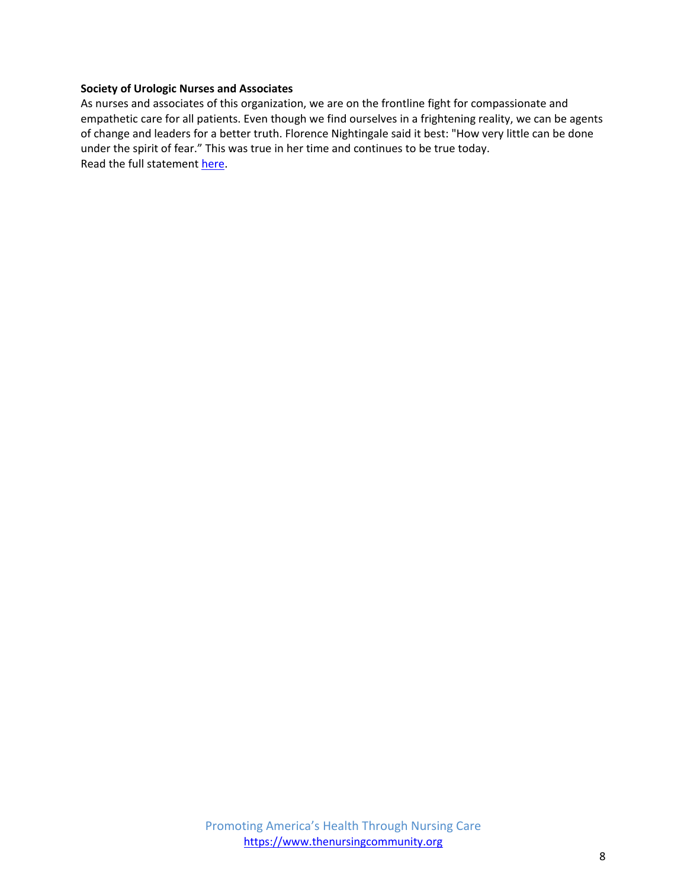**Society of Urologic Nurses and Associates**

As nurses and associates of this organization, we are on the frontline fight for compassionate and empathetic care for all patients. Even though we find ourselves in a frightening reality, we can be agents of change and leaders for a better truth. Florence Nightingale said it best: "How very little can be done under the spirit of fear." This was true in her time and continues to be true today.
Read the full statement here.